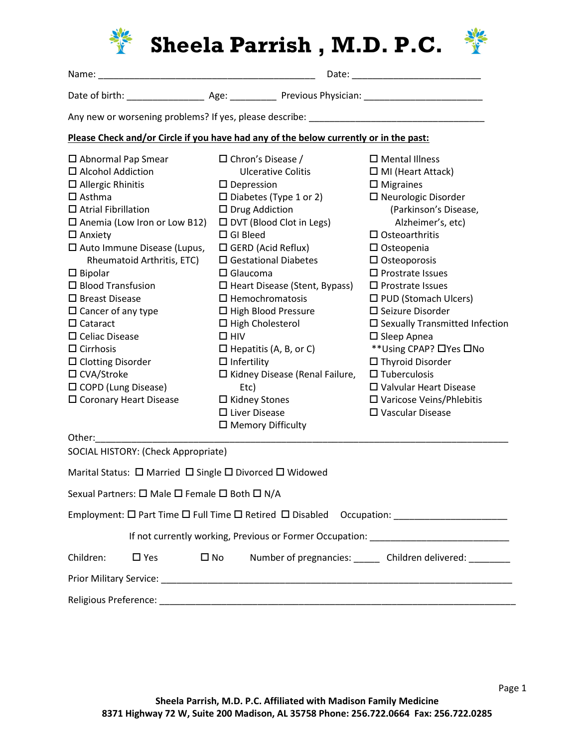# Sheela Parrish , M.D. P.C.

Name: ___________________________________________ Date: _________________________

Date of birth: _______________ Age: _________ Previous Physician: ______________________

Any new or worsening problems? If yes, please describe: __________________________________

**Please Check and/or Circle if you have had any of the below currently or in the past:**

- ☐ Abnormal Pap Smear
- ☐ Alcohol Addiction
- ☐ Allergic Rhinitis
- ☐ Asthma
- ☐ Atrial Fibrillation
- ☐ Anemia (Low Iron or Low B12)
- ☐ Anxiety
- ☐ Auto Immune Disease (Lupus, Rheumatoid Arthritis, ETC)
- ☐ Bipolar
- ☐ Blood Transfusion
- ☐ Breast Disease
- ☐ Cancer of any type
- ☐ Cataract
- ☐ Celiac Disease
- ☐ Cirrhosis
- ☐ Clotting Disorder
- ☐ CVA/Stroke
- ☐ COPD (Lung Disease)
- ☐ Coronary Heart Disease
- ☐ Chron's Disease / Ulcerative Colitis
- ☐ Depression
- ☐ Diabetes (Type 1 or 2)
- ☐ Drug Addiction
- ☐ DVT (Blood Clot in Legs)
- ☐ GI Bleed
- ☐ GERD (Acid Reflux)
- ☐ Gestational Diabetes
- ☐ Glaucoma
- ☐ Heart Disease (Stent, Bypass)
- ☐ Hemochromatosis
- ☐ High Blood Pressure
- ☐ High Cholesterol
- ☐ HIV
- ☐ Hepatitis (A, B, or C)
- ☐ Infertility
- ☐ Kidney Disease (Renal Failure, Etc)
- ☐ Kidney Stones
- ☐ Liver Disease
- ☐ Memory Difficulty
- ☐ Mental Illness
- ☐ MI (Heart Attack)
- ☐ Migraines
- ☐ Neurologic Disorder (Parkinson's Disease, Alzheimer's, etc)
- ☐ Osteoarthritis
- ☐ Osteopenia
- ☐ Osteoporosis
- ☐ Prostrate Issues
- ☐ Prostrate Issues
- ☐ PUD (Stomach Ulcers)
- ☐ Seizure Disorder
- ☐ Sexually Transmitted Infection
- ☐ Sleep Apnea
  **Using CPAP? ☐Yes ☐No
- ☐ Thyroid Disorder
- ☐ Tuberculosis
- ☐ Valvular Heart Disease
- ☐ Varicose Veins/Phlebitis
- ☐ Vascular Disease

Other:_____________________________________________________________________________

SOCIAL HISTORY: (Check Appropriate)

Marital Status: ☐ Married ☐ Single ☐ Divorced ☐ Widowed

Sexual Partners: ☐ Male ☐ Female ☐ Both ☐ N/A

Employment: ☐ Part Time ☐ Full Time ☐ Retired ☐ Disabled Occupation: _____________________

If not currently working, Previous or Former Occupation: __________________________

Children: ☐ Yes ☐ No Number of pregnancies: _____ Children delivered: ________

Prior Military Service: ____________________________________________________________

Religious Preference: _____________________________________________________________

**Sheela Parrish, M.D. P.C. Affiliated with Madison Family Medicine**
**8371 Highway 72 W, Suite 200 Madison, AL 35758 Phone: 256.722.0664 Fax: 256.722.0285**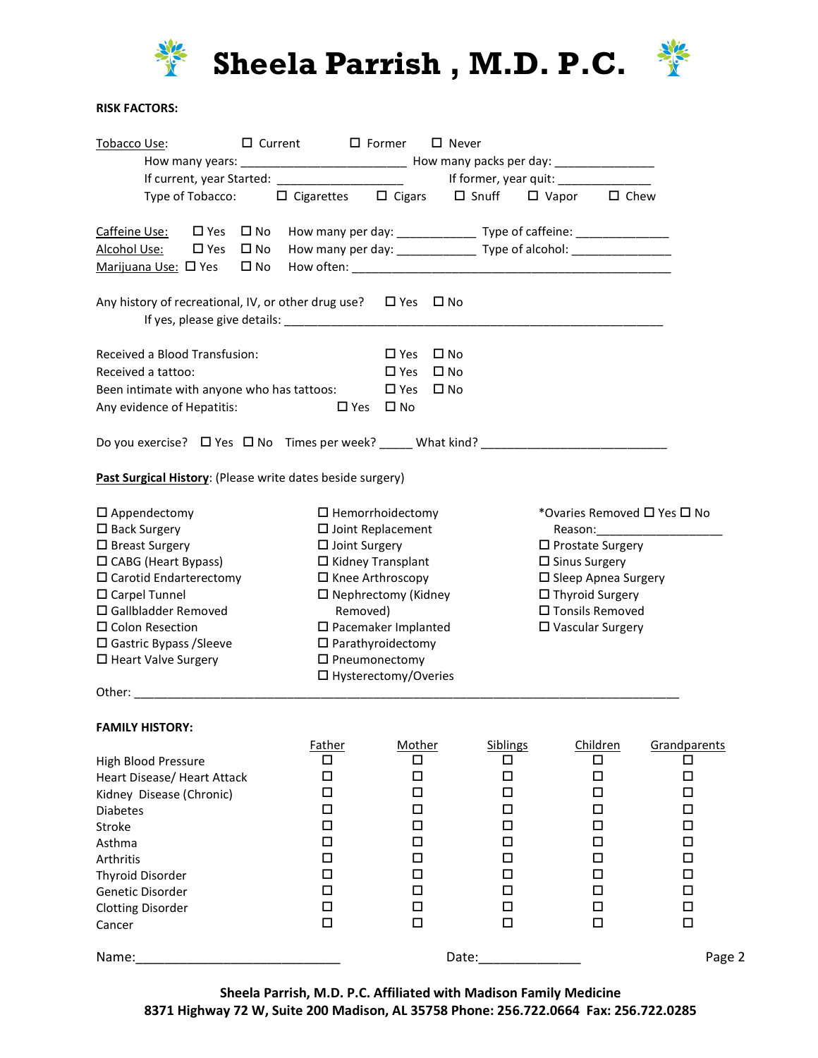# Sheela Parrish , M.D. P.C.

**RISK FACTORS:**

Tobacco Use: ☐ Current ☐ Former ☐ Never

How many years: ______________________ How many packs per day: ______________

If current, year Started: __________________ If former, year quit: ______________

Type of Tobacco: ☐ Cigarettes ☐ Cigars ☐ Snuff ☐ Vapor ☐ Chew

Caffeine Use: ☐ Yes ☐ No How many per day: ___________ Type of caffeine: _____________

Alcohol Use: ☐ Yes ☐ No How many per day: ___________ Type of alcohol: ______________

Marijuana Use: ☐ Yes ☐ No How often: ___________________________________________

Any history of recreational, IV, or other drug use? ☐ Yes ☐ No

If yes, please give details: ________________________________________________________

Received a Blood Transfusion: ☐ Yes ☐ No

Received a tattoo: ☐ Yes ☐ No

Been intimate with anyone who has tattoos: ☐ Yes ☐ No

Any evidence of Hepatitis: ☐ Yes ☐ No

Do you exercise? ☐ Yes ☐ No Times per week? _____ What kind? __________________________

**Past Surgical History**: (Please write dates beside surgery)

- ☐ Appendectomy
- ☐ Back Surgery
- ☐ Breast Surgery
- ☐ CABG (Heart Bypass)
- ☐ Carotid Endarterectomy
- ☐ Carpel Tunnel
- ☐ Gallbladder Removed
- ☐ Colon Resection
- ☐ Gastric Bypass /Sleeve
- ☐ Heart Valve Surgery
- ☐ Hemorrhoidectomy
- ☐ Joint Replacement
- ☐ Joint Surgery
- ☐ Kidney Transplant
- ☐ Knee Arthroscopy
- ☐ Nephrectomy (Kidney Removed)
- ☐ Pacemaker Implanted
- ☐ Parathyroidectomy
- ☐ Pneumonectomy
- ☐ Hysterectomy/Overies
- *Ovaries Removed ☐ Yes ☐ No
  Reason:__________________
- ☐ Prostate Surgery
- ☐ Sinus Surgery
- ☐ Sleep Apnea Surgery
- ☐ Thyroid Surgery
- ☐ Tonsils Removed
- ☐ Vascular Surgery

Other: ________________________________________________________________________________

**FAMILY HISTORY:**

| | Father | Mother | Siblings | Children | Grandparents |
|---|---|---|---|---|---|
| High Blood Pressure | ☐ | ☐ | ☐ | ☐ | ☐ |
| Heart Disease/ Heart Attack | ☐ | ☐ | ☐ | ☐ | ☐ |
| Kidney Disease (Chronic) | ☐ | ☐ | ☐ | ☐ | ☐ |
| Diabetes | ☐ | ☐ | ☐ | ☐ | ☐ |
| Stroke | ☐ | ☐ | ☐ | ☐ | ☐ |
| Asthma | ☐ | ☐ | ☐ | ☐ | ☐ |
| Arthritis | ☐ | ☐ | ☐ | ☐ | ☐ |
| Thyroid Disorder | ☐ | ☐ | ☐ | ☐ | ☐ |
| Genetic Disorder | ☐ | ☐ | ☐ | ☐ | ☐ |
| Clotting Disorder | ☐ | ☐ | ☐ | ☐ | ☐ |
| Cancer | ☐ | ☐ | ☐ | ☐ | ☐ |

Name:____________________________ Date:______________

**Sheela Parrish, M.D. P.C. Affiliated with Madison Family Medicine**
**8371 Highway 72 W, Suite 200 Madison, AL 35758 Phone: 256.722.0664 Fax: 256.722.0285**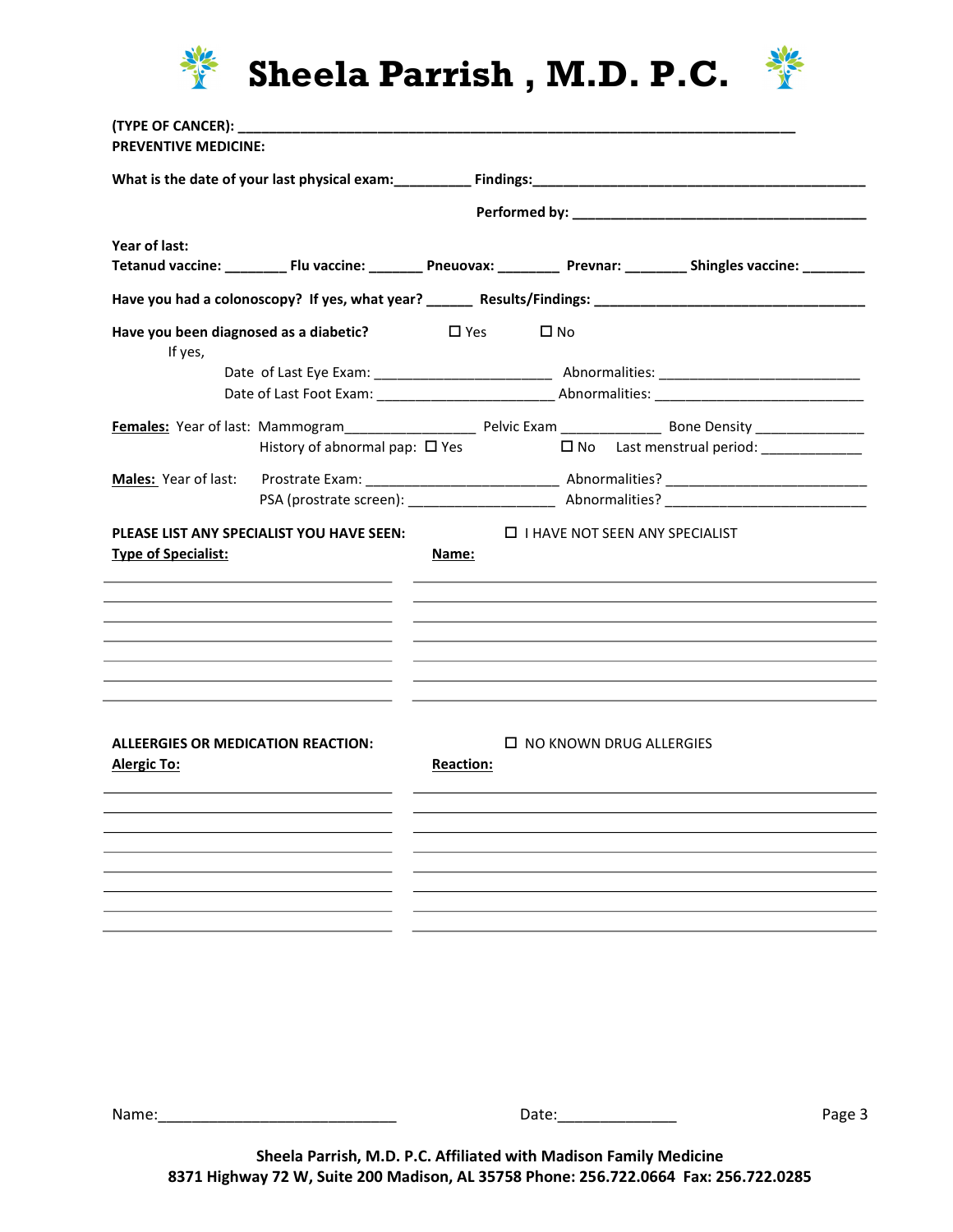# Sheela Parrish , M.D. P.C.

**(TYPE OF CANCER):** ______________________________________________________________________

**PREVENTIVE MEDICINE:**

**What is the date of your last physical exam:**__________ **Findings:**____________________________________________

**Performed by:** ______________________________________

**Year of last:**
**Tetanud vaccine:** ________ **Flu vaccine:** _______ **Pneuovax:** ________ **Prevnar:** ________ **Shingles vaccine:** ________

**Have you had a colonoscopy? If yes, what year?** ______ **Results/Findings:** __________________________________

**Have you been diagnosed as a diabetic?** ☐ Yes ☐ No

If yes,

Date of Last Eye Exam: ______________________ Abnormalities: _________________________

Date of Last Foot Exam: ______________________ Abnormalities: _________________________

**Females:** Year of last: Mammogram________________ Pelvic Exam _____________ Bone Density ______________

History of abnormal pap: ☐ Yes ☐ No Last menstrual period: _____________

**Males:** Year of last: Prostrate Exam: ________________________ Abnormalities? __________________________

PSA (prostrate screen): ___________________ Abnormalities? __________________________

**PLEASE LIST ANY SPECIALIST YOU HAVE SEEN:** ☐ I HAVE NOT SEEN ANY SPECIALIST

| **Type of Specialist:** | **Name:** |
|---|---|
| | |
| | |
| | |
| | |
| | |
| | |
| | |

**ALLEERGIES OR MEDICATION REACTION:** ☐ NO KNOWN DRUG ALLERGIES

| **Alergic To:** | **Reaction:** |
|---|---|
| | |
| | |
| | |
| | |
| | |
| | |
| | |
| | |

Name:____________________________ Date:______________

**Sheela Parrish, M.D. P.C. Affiliated with Madison Family Medicine**
**8371 Highway 72 W, Suite 200 Madison, AL 35758 Phone: 256.722.0664 Fax: 256.722.0285**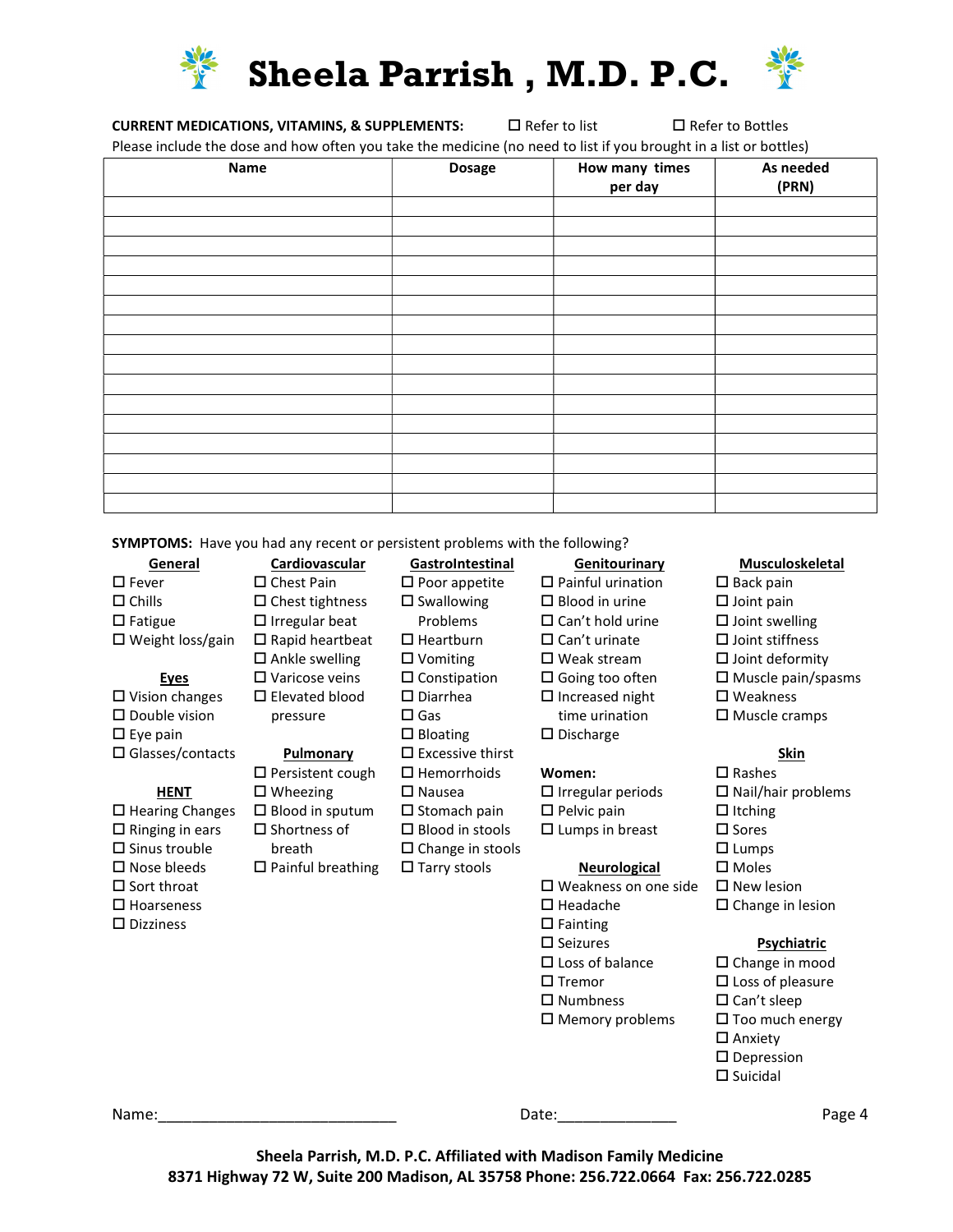# Sheela Parrish , M.D. P.C.

**CURRENT MEDICATIONS, VITAMINS, & SUPPLEMENTS:** ☐ Refer to list ☐ Refer to Bottles

Please include the dose and how often you take the medicine (no need to list if you brought in a list or bottles)

| Name | Dosage | How many times per day | As needed (PRN) |
|---|---|---|---|
| | | | |
| | | | |
| | | | |
| | | | |
| | | | |
| | | | |
| | | | |
| | | | |
| | | | |
| | | | |
| | | | |
| | | | |
| | | | |
| | | | |
| | | | |
| | | | |

**SYMPTOMS:** Have you had any recent or persistent problems with the following?

**General**
- ☐ Fever
- ☐ Chills
- ☐ Fatigue
- ☐ Weight loss/gain

**Eyes**
- ☐ Vision changes
- ☐ Double vision
- ☐ Eye pain
- ☐ Glasses/contacts

**HENT**
- ☐ Hearing Changes
- ☐ Ringing in ears
- ☐ Sinus trouble
- ☐ Nose bleeds
- ☐ Sort throat
- ☐ Hoarseness
- ☐ Dizziness

**Cardiovascular**
- ☐ Chest Pain
- ☐ Chest tightness
- ☐ Irregular beat
- ☐ Rapid heartbeat
- ☐ Ankle swelling
- ☐ Varicose veins
- ☐ Elevated blood pressure

**Pulmonary**
- ☐ Persistent cough
- ☐ Wheezing
- ☐ Blood in sputum
- ☐ Shortness of breath
- ☐ Painful breathing

**GastroIntestinal**
- ☐ Poor appetite
- ☐ Swallowing Problems
- ☐ Heartburn
- ☐ Vomiting
- ☐ Constipation
- ☐ Diarrhea
- ☐ Gas
- ☐ Bloating
- ☐ Excessive thirst
- ☐ Hemorrhoids
- ☐ Nausea
- ☐ Stomach pain
- ☐ Blood in stools
- ☐ Change in stools
- ☐ Tarry stools

**Genitourinary**
- ☐ Painful urination
- ☐ Blood in urine
- ☐ Can't hold urine
- ☐ Can't urinate
- ☐ Weak stream
- ☐ Going too often
- ☐ Increased night time urination
- ☐ Discharge

**Women:**
- ☐ Irregular periods
- ☐ Pelvic pain
- ☐ Lumps in breast

**Neurological**
- ☐ Weakness on one side
- ☐ Headache
- ☐ Fainting
- ☐ Seizures
- ☐ Loss of balance
- ☐ Tremor
- ☐ Numbness
- ☐ Memory problems

**Musculoskeletal**
- ☐ Back pain
- ☐ Joint pain
- ☐ Joint swelling
- ☐ Joint stiffness
- ☐ Joint deformity
- ☐ Muscle pain/spasms
- ☐ Weakness
- ☐ Muscle cramps

**Skin**
- ☐ Rashes
- ☐ Nail/hair problems
- ☐ Itching
- ☐ Sores
- ☐ Lumps
- ☐ Moles
- ☐ New lesion
- ☐ Change in lesion

**Psychiatric**
- ☐ Change in mood
- ☐ Loss of pleasure
- ☐ Can't sleep
- ☐ Too much energy
- ☐ Anxiety
- ☐ Depression
- ☐ Suicidal

Name:____________________________ Date:______________

**Sheela Parrish, M.D. P.C. Affiliated with Madison Family Medicine**
**8371 Highway 72 W, Suite 200 Madison, AL 35758 Phone: 256.722.0664 Fax: 256.722.0285**